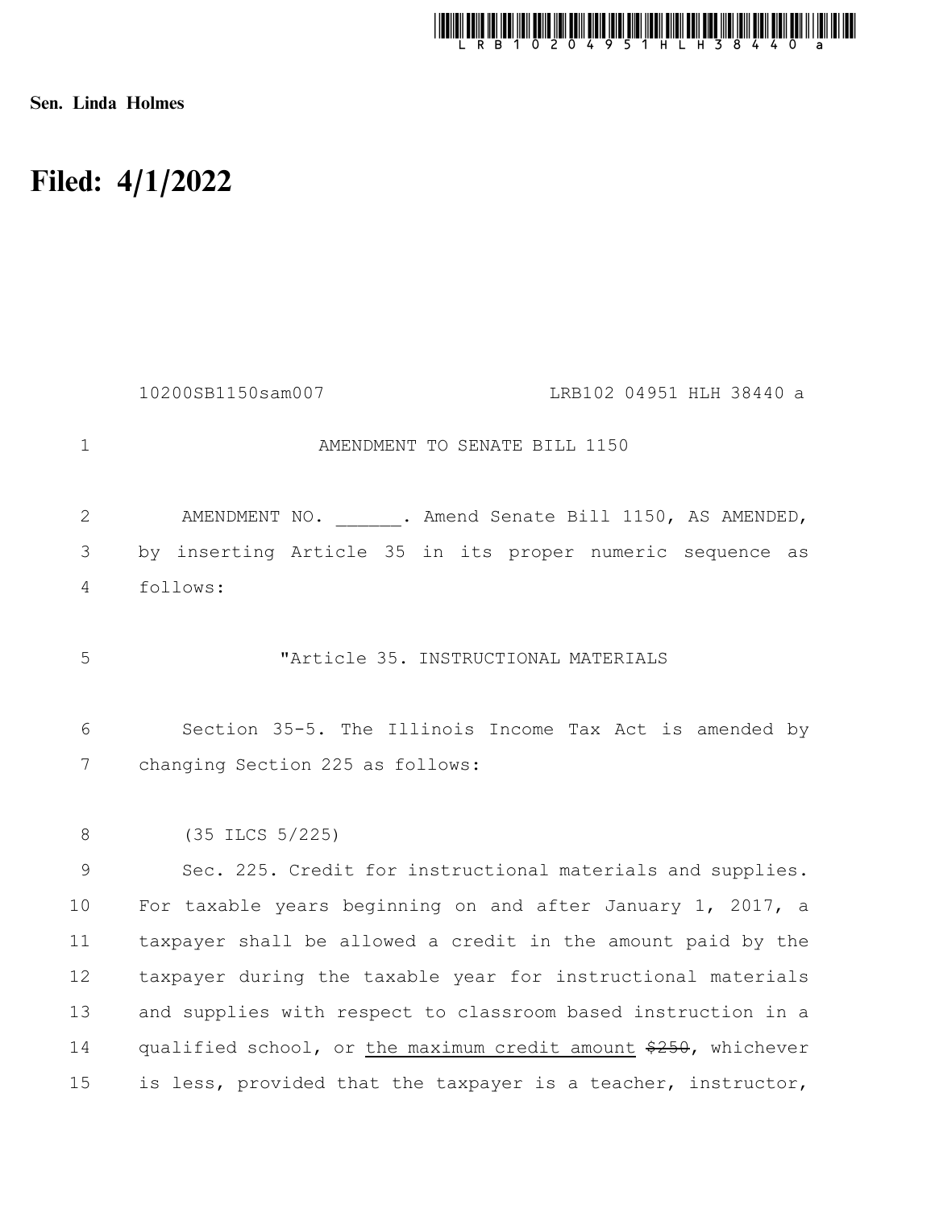Sen. Linda Holmes

# Filed: 4/1/2022

10200SB1150sam007 LRB102 04951 HLH 38440 a

AMENDMENT TO SENATE BILL 1150

AMENDMENT NO. ______. Amend Senate Bill 1150, AS AMENDED, by inserting Article 35 in its proper numeric sequence as follows:

"Article 35. INSTRUCTIONAL MATERIALS

Section 35-5. The Illinois Income Tax Act is amended by changing Section 225 as follows:

(35 ILCS 5/225)

Sec. 225. Credit for instructional materials and supplies. For taxable years beginning on and after January 1, 2017, a taxpayer shall be allowed a credit in the amount paid by the taxpayer during the taxable year for instructional materials and supplies with respect to classroom based instruction in a qualified school, or <u>the maximum credit amount</u> ~~$250~~, whichever is less, provided that the taxpayer is a teacher, instructor,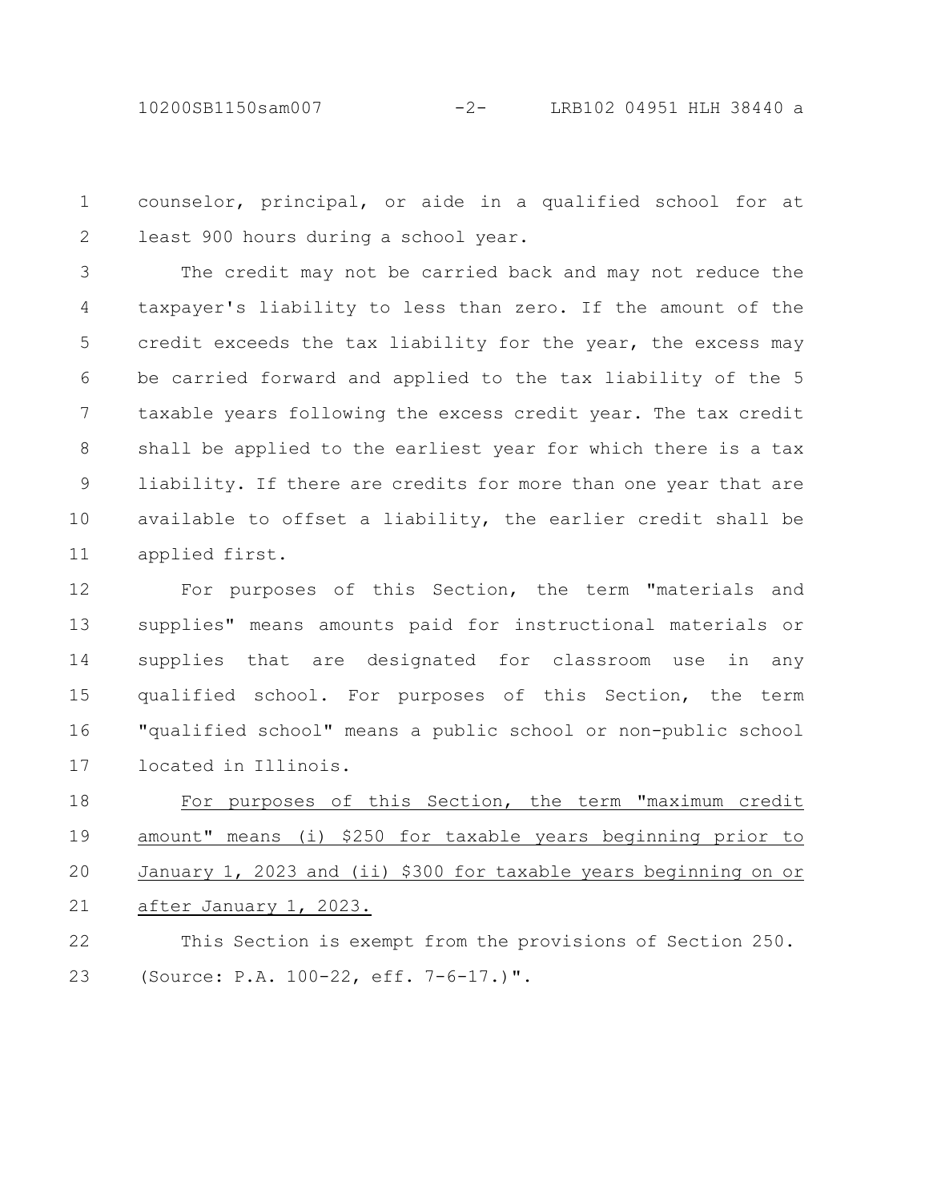counselor, principal, or aide in a qualified school for at least 900 hours during a school year.

The credit may not be carried back and may not reduce the taxpayer's liability to less than zero. If the amount of the credit exceeds the tax liability for the year, the excess may be carried forward and applied to the tax liability of the 5 taxable years following the excess credit year. The tax credit shall be applied to the earliest year for which there is a tax liability. If there are credits for more than one year that are available to offset a liability, the earlier credit shall be applied first.

For purposes of this Section, the term "materials and supplies" means amounts paid for instructional materials or supplies that are designated for classroom use in any qualified school. For purposes of this Section, the term "qualified school" means a public school or non-public school located in Illinois.

<u>For purposes of this Section, the term "maximum credit amount" means (i) $250 for taxable years beginning prior to January 1, 2023 and (ii) $300 for taxable years beginning on or after January 1, 2023.</u>

This Section is exempt from the provisions of Section 250.

(Source: P.A. 100-22, eff. 7-6-17.)".